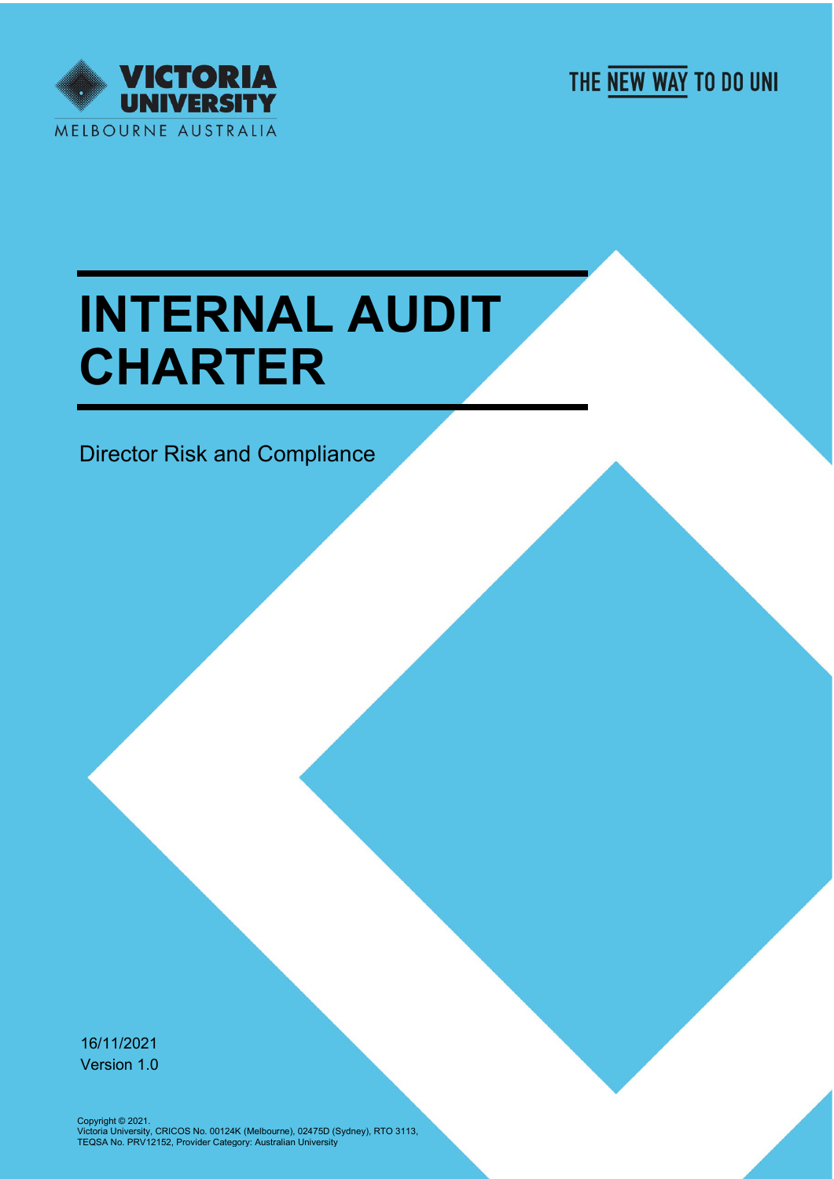VICTORIA UNIVERSITY

MELBOURNE AUSTRALIA

THE NEW WAY TO DO UNI

# INTERNAL AUDIT CHARTER

Director Risk and Compliance

16/11/2021

Version 1.0

Copyright © 2021.
Victoria University, CRICOS No. 00124K (Melbourne), 02475D (Sydney), RTO 3113, TEQSA No. PRV12152, Provider Category: Australian University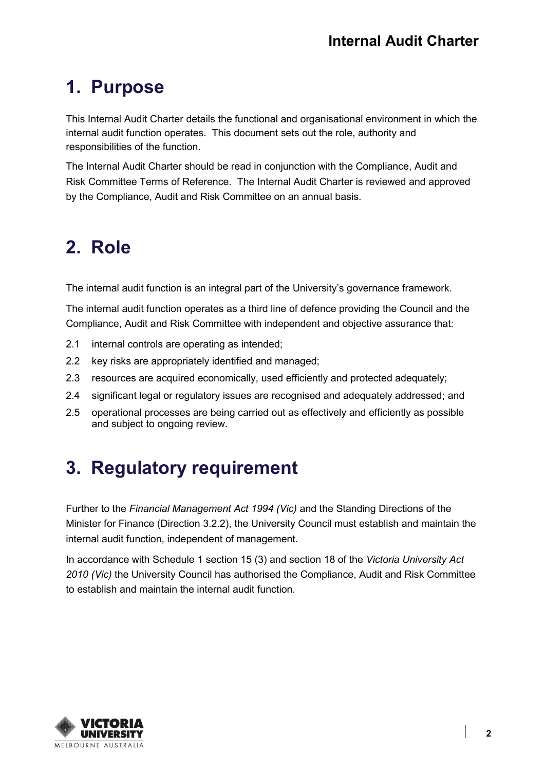# 1. Purpose

This Internal Audit Charter details the functional and organisational environment in which the internal audit function operates. This document sets out the role, authority and responsibilities of the function.

The Internal Audit Charter should be read in conjunction with the Compliance, Audit and Risk Committee Terms of Reference. The Internal Audit Charter is reviewed and approved by the Compliance, Audit and Risk Committee on an annual basis.

# 2. Role

The internal audit function is an integral part of the University's governance framework.

The internal audit function operates as a third line of defence providing the Council and the Compliance, Audit and Risk Committee with independent and objective assurance that:

2.1 internal controls are operating as intended;

2.2 key risks are appropriately identified and managed;

2.3 resources are acquired economically, used efficiently and protected adequately;

2.4 significant legal or regulatory issues are recognised and adequately addressed; and

2.5 operational processes are being carried out as effectively and efficiently as possible and subject to ongoing review.

# 3. Regulatory requirement

Further to the *Financial Management Act 1994 (Vic)* and the Standing Directions of the Minister for Finance (Direction 3.2.2), the University Council must establish and maintain the internal audit function, independent of management.

In accordance with Schedule 1 section 15 (3) and section 18 of the *Victoria University Act 2010 (Vic)* the University Council has authorised the Compliance, Audit and Risk Committee to establish and maintain the internal audit function.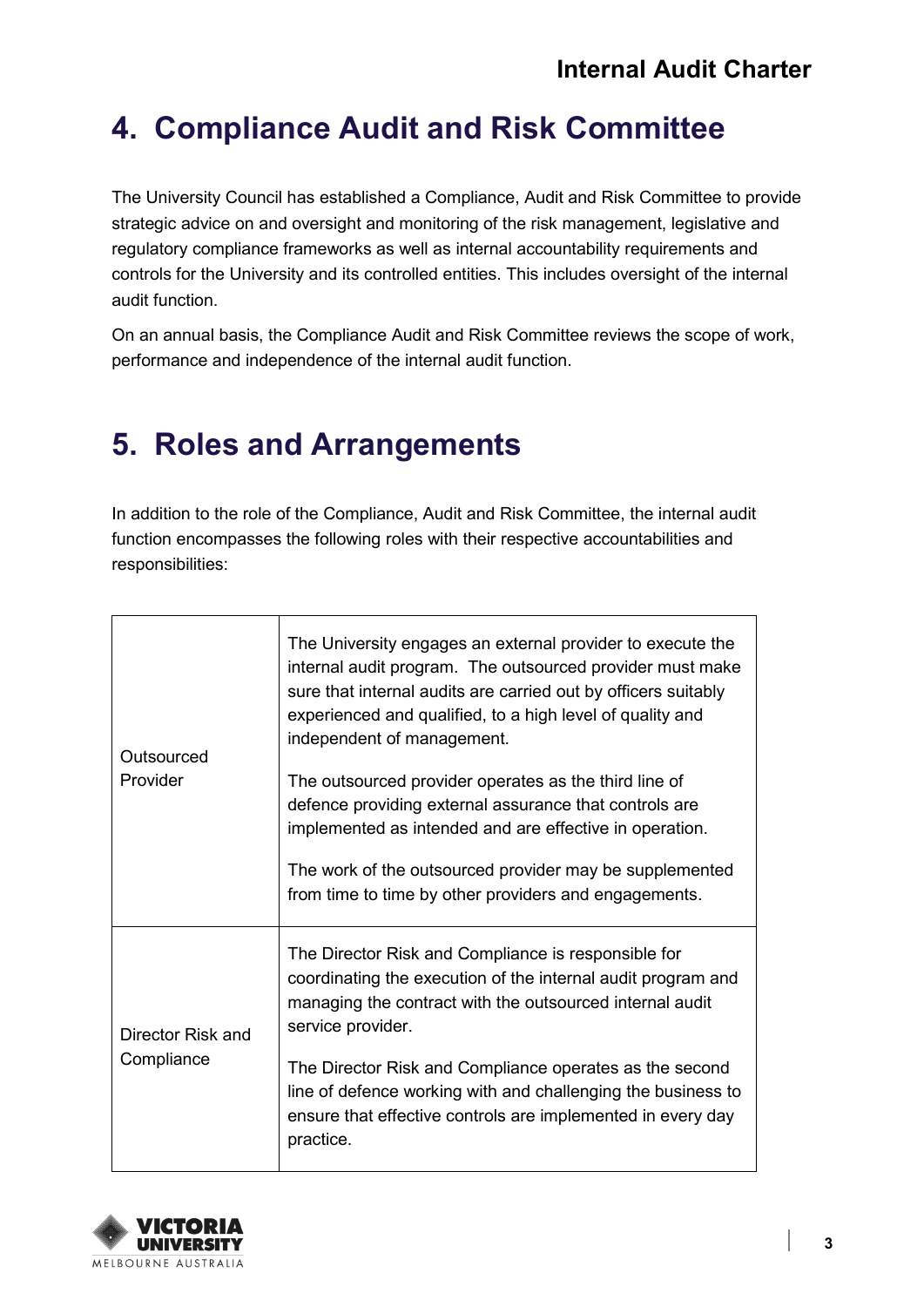# 4. Compliance Audit and Risk Committee

The University Council has established a Compliance, Audit and Risk Committee to provide strategic advice on and oversight and monitoring of the risk management, legislative and regulatory compliance frameworks as well as internal accountability requirements and controls for the University and its controlled entities. This includes oversight of the internal audit function.

On an annual basis, the Compliance Audit and Risk Committee reviews the scope of work, performance and independence of the internal audit function.

# 5. Roles and Arrangements

In addition to the role of the Compliance, Audit and Risk Committee, the internal audit function encompasses the following roles with their respective accountabilities and responsibilities:

| | |
|---|---|
| Outsourced Provider | The University engages an external provider to execute the internal audit program. The outsourced provider must make sure that internal audits are carried out by officers suitably experienced and qualified, to a high level of quality and independent of management.<br><br>The outsourced provider operates as the third line of defence providing external assurance that controls are implemented as intended and are effective in operation.<br><br>The work of the outsourced provider may be supplemented from time to time by other providers and engagements. |
| Director Risk and Compliance | The Director Risk and Compliance is responsible for coordinating the execution of the internal audit program and managing the contract with the outsourced internal audit service provider.<br><br>The Director Risk and Compliance operates as the second line of defence working with and challenging the business to ensure that effective controls are implemented in every day practice. |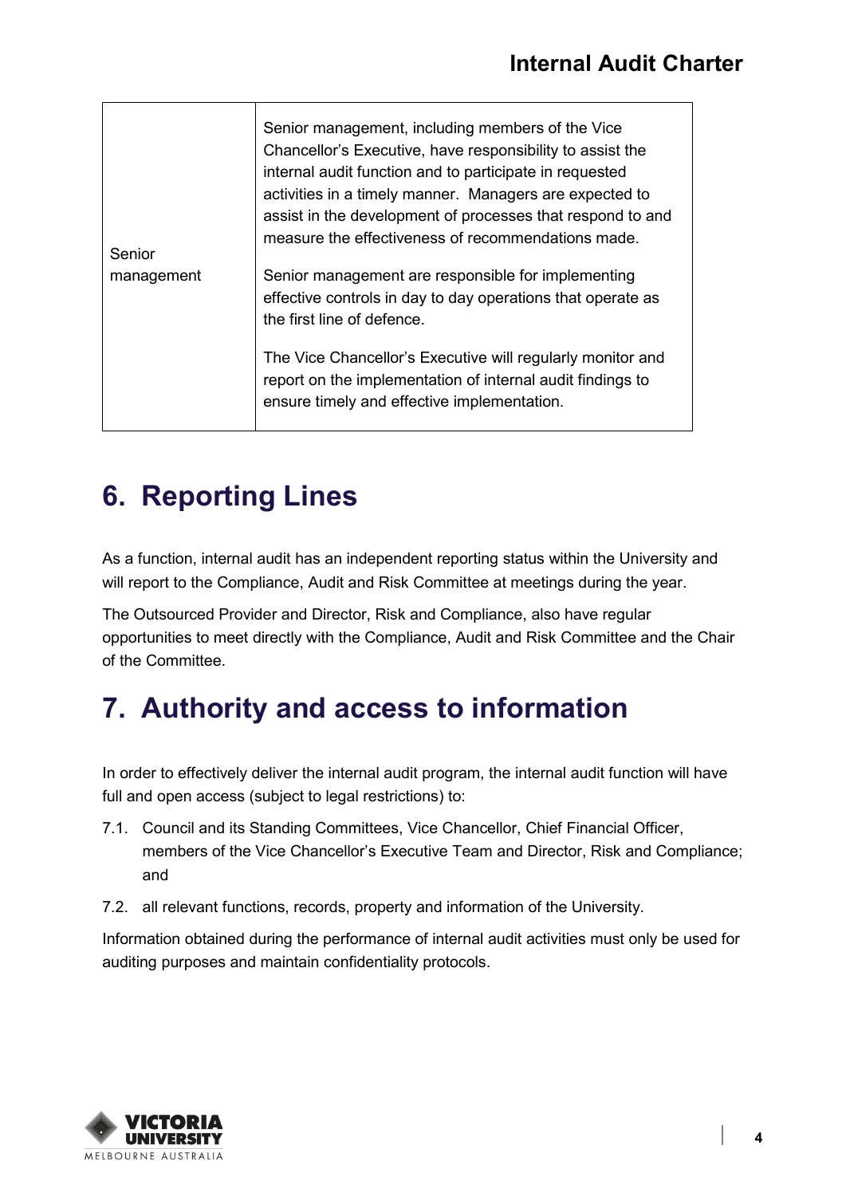| | |
|---|---|
| Senior management | Senior management, including members of the Vice Chancellor's Executive, have responsibility to assist the internal audit function and to participate in requested activities in a timely manner. Managers are expected to assist in the development of processes that respond to and measure the effectiveness of recommendations made.<br><br>Senior management are responsible for implementing effective controls in day to day operations that operate as the first line of defence.<br><br>The Vice Chancellor's Executive will regularly monitor and report on the implementation of internal audit findings to ensure timely and effective implementation. |

# 6. Reporting Lines

As a function, internal audit has an independent reporting status within the University and will report to the Compliance, Audit and Risk Committee at meetings during the year.

The Outsourced Provider and Director, Risk and Compliance, also have regular opportunities to meet directly with the Compliance, Audit and Risk Committee and the Chair of the Committee.

# 7. Authority and access to information

In order to effectively deliver the internal audit program, the internal audit function will have full and open access (subject to legal restrictions) to:

7.1. Council and its Standing Committees, Vice Chancellor, Chief Financial Officer, members of the Vice Chancellor's Executive Team and Director, Risk and Compliance; and

7.2. all relevant functions, records, property and information of the University.

Information obtained during the performance of internal audit activities must only be used for auditing purposes and maintain confidentiality protocols.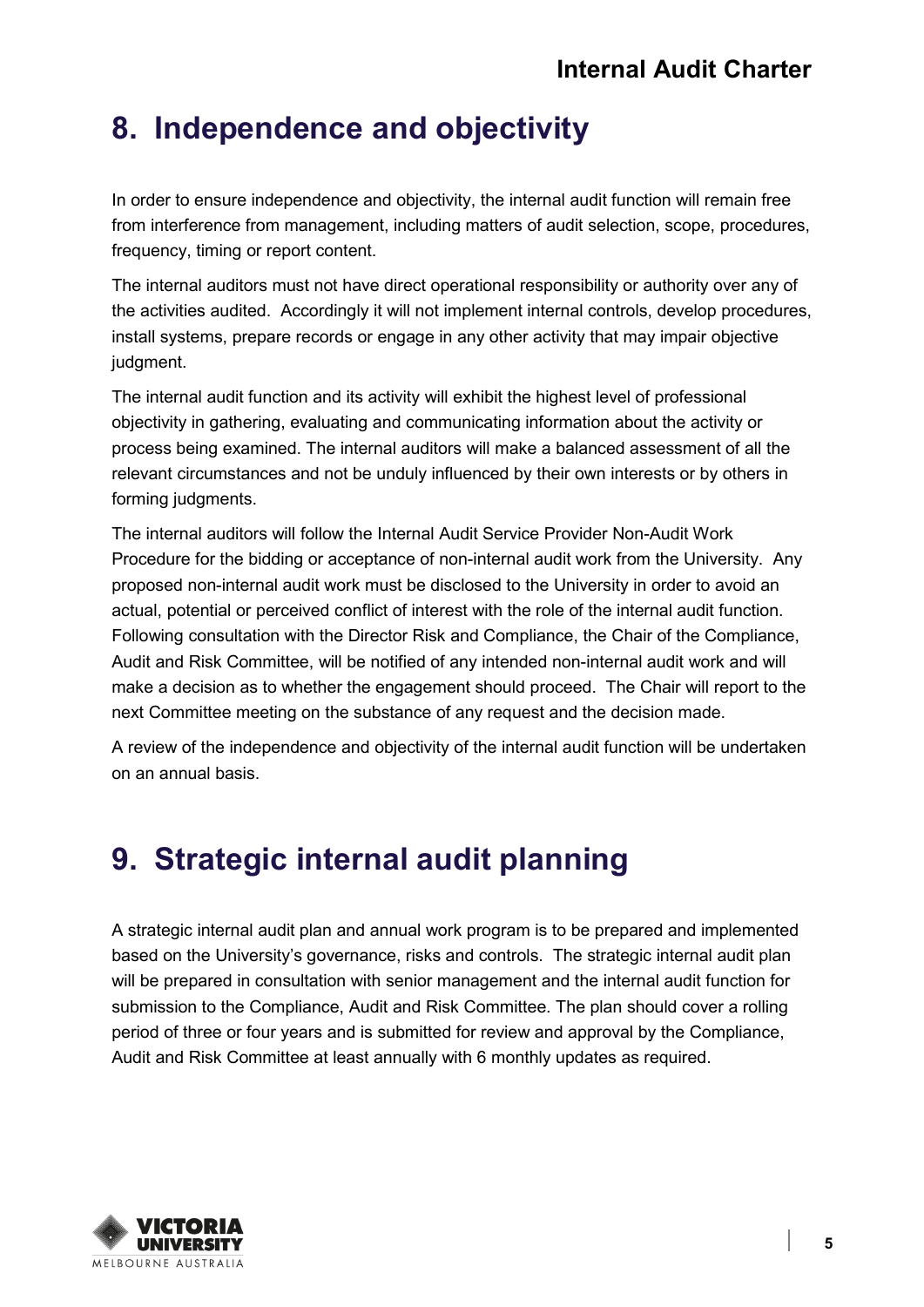## 8. Independence and objectivity

In order to ensure independence and objectivity, the internal audit function will remain free from interference from management, including matters of audit selection, scope, procedures, frequency, timing or report content.

The internal auditors must not have direct operational responsibility or authority over any of the activities audited. Accordingly it will not implement internal controls, develop procedures, install systems, prepare records or engage in any other activity that may impair objective judgment.

The internal audit function and its activity will exhibit the highest level of professional objectivity in gathering, evaluating and communicating information about the activity or process being examined. The internal auditors will make a balanced assessment of all the relevant circumstances and not be unduly influenced by their own interests or by others in forming judgments.

The internal auditors will follow the Internal Audit Service Provider Non-Audit Work Procedure for the bidding or acceptance of non-internal audit work from the University. Any proposed non-internal audit work must be disclosed to the University in order to avoid an actual, potential or perceived conflict of interest with the role of the internal audit function. Following consultation with the Director Risk and Compliance, the Chair of the Compliance, Audit and Risk Committee, will be notified of any intended non-internal audit work and will make a decision as to whether the engagement should proceed. The Chair will report to the next Committee meeting on the substance of any request and the decision made.

A review of the independence and objectivity of the internal audit function will be undertaken on an annual basis.

## 9. Strategic internal audit planning

A strategic internal audit plan and annual work program is to be prepared and implemented based on the University's governance, risks and controls. The strategic internal audit plan will be prepared in consultation with senior management and the internal audit function for submission to the Compliance, Audit and Risk Committee. The plan should cover a rolling period of three or four years and is submitted for review and approval by the Compliance, Audit and Risk Committee at least annually with 6 monthly updates as required.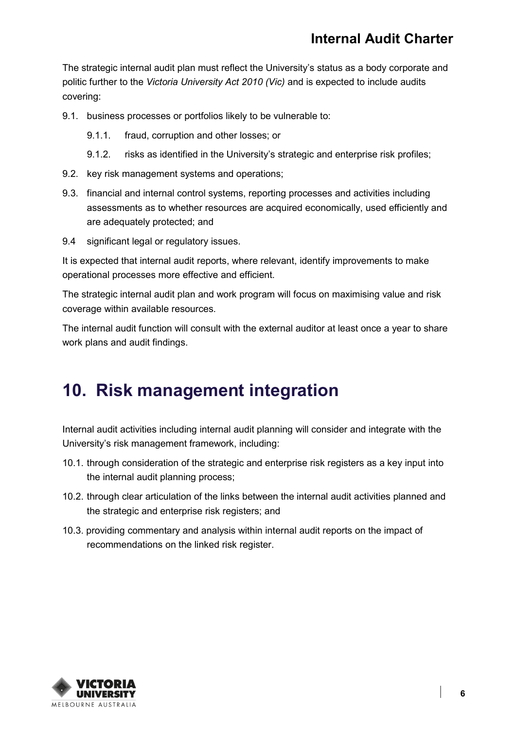The strategic internal audit plan must reflect the University's status as a body corporate and politic further to the *Victoria University Act 2010 (Vic)* and is expected to include audits covering:

9.1. business processes or portfolios likely to be vulnerable to:

  9.1.1. fraud, corruption and other losses; or

  9.1.2. risks as identified in the University's strategic and enterprise risk profiles;

9.2. key risk management systems and operations;

9.3. financial and internal control systems, reporting processes and activities including assessments as to whether resources are acquired economically, used efficiently and are adequately protected; and

9.4 significant legal or regulatory issues.

It is expected that internal audit reports, where relevant, identify improvements to make operational processes more effective and efficient.

The strategic internal audit plan and work program will focus on maximising value and risk coverage within available resources.

The internal audit function will consult with the external auditor at least once a year to share work plans and audit findings.

# 10. Risk management integration

Internal audit activities including internal audit planning will consider and integrate with the University's risk management framework, including:

10.1. through consideration of the strategic and enterprise risk registers as a key input into the internal audit planning process;

10.2. through clear articulation of the links between the internal audit activities planned and the strategic and enterprise risk registers; and

10.3. providing commentary and analysis within internal audit reports on the impact of recommendations on the linked risk register.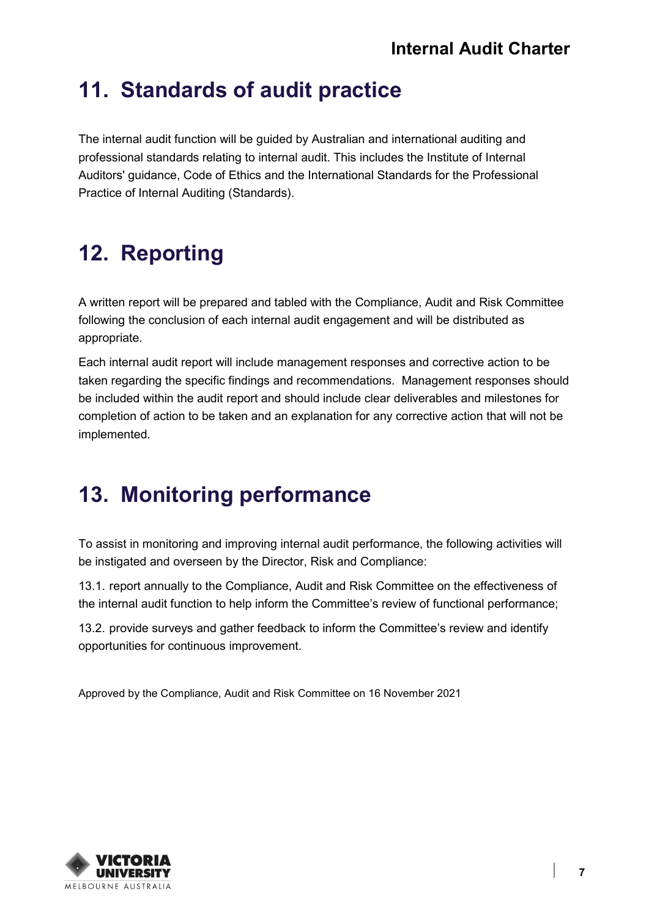## 11. Standards of audit practice

The internal audit function will be guided by Australian and international auditing and professional standards relating to internal audit. This includes the Institute of Internal Auditors' guidance, Code of Ethics and the International Standards for the Professional Practice of Internal Auditing (Standards).

## 12. Reporting

A written report will be prepared and tabled with the Compliance, Audit and Risk Committee following the conclusion of each internal audit engagement and will be distributed as appropriate.

Each internal audit report will include management responses and corrective action to be taken regarding the specific findings and recommendations. Management responses should be included within the audit report and should include clear deliverables and milestones for completion of action to be taken and an explanation for any corrective action that will not be implemented.

## 13. Monitoring performance

To assist in monitoring and improving internal audit performance, the following activities will be instigated and overseen by the Director, Risk and Compliance:

13.1. report annually to the Compliance, Audit and Risk Committee on the effectiveness of the internal audit function to help inform the Committee's review of functional performance;

13.2. provide surveys and gather feedback to inform the Committee's review and identify opportunities for continuous improvement.

Approved by the Compliance, Audit and Risk Committee on 16 November 2021